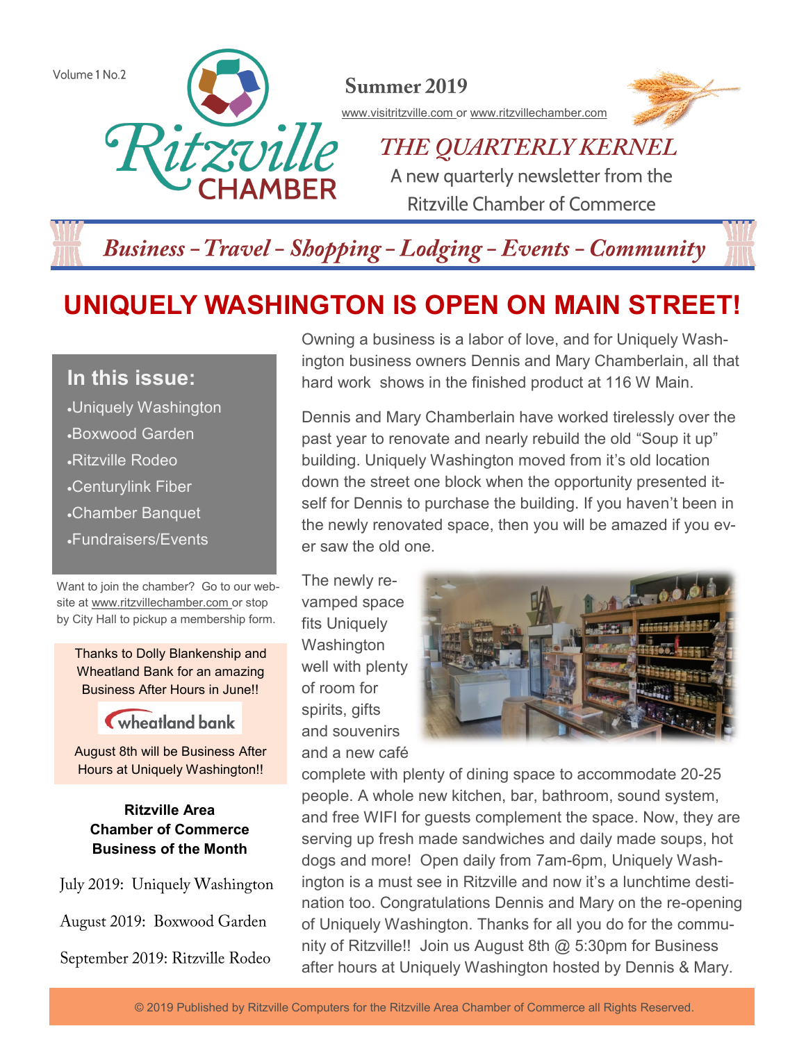Volume 1 No.2

Ritzville CHAMBER

**Summer 2019**

www.visitritzville.com or www.ritzvillechamber.com

# *THE QUARTERLY KERNEL*

A new quarterly newsletter from the Ritzville Chamber of Commerce

*Business - Travel - Shopping - Lodging - Events - Community*

# UNIQUELY WASHINGTON IS OPEN ON MAIN STREET!

## In this issue:

- Uniquely Washington
- Boxwood Garden
- Ritzville Rodeo
- Centurylink Fiber
- Chamber Banquet
- Fundraisers/Events

Want to join the chamber? Go to our website at www.ritzvillechamber.com or stop by City Hall to pickup a membership form.

Thanks to Dolly Blankenship and Wheatland Bank for an amazing Business After Hours in June!!

wheatland bank

August 8th will be Business After Hours at Uniquely Washington!!

**Ritzville Area Chamber of Commerce Business of the Month**

July 2019: Uniquely Washington

August 2019: Boxwood Garden

September 2019: Ritzville Rodeo

Owning a business is a labor of love, and for Uniquely Washington business owners Dennis and Mary Chamberlain, all that hard work shows in the finished product at 116 W Main.

Dennis and Mary Chamberlain have worked tirelessly over the past year to renovate and nearly rebuild the old "Soup it up" building. Uniquely Washington moved from it's old location down the street one block when the opportunity presented itself for Dennis to purchase the building. If you haven't been in the newly renovated space, then you will be amazed if you ever saw the old one.

The newly revamped space fits Uniquely Washington well with plenty of room for spirits, gifts and souvenirs and a new café complete with plenty of dining space to accommodate 20-25 people. A whole new kitchen, bar, bathroom, sound system, and free WIFI for guests complement the space. Now, they are serving up fresh made sandwiches and daily made soups, hot dogs and more! Open daily from 7am-6pm, Uniquely Washington is a must see in Ritzville and now it's a lunchtime destination too. Congratulations Dennis and Mary on the re-opening of Uniquely Washington. Thanks for all you do for the community of Ritzville!! Join us August 8th @ 5:30pm for Business after hours at Uniquely Washington hosted by Dennis & Mary.

© 2019 Published by Ritzville Computers for the Ritzville Area Chamber of Commerce all Rights Reserved.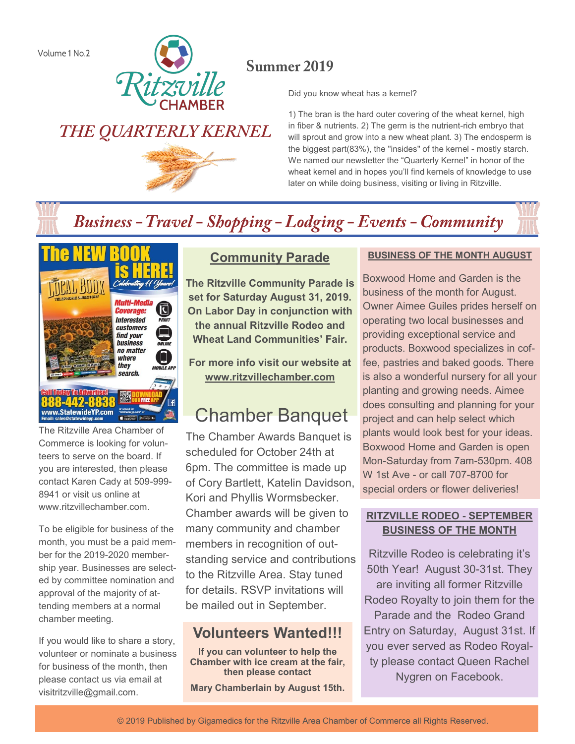Volume 1 No.2

Ritzville CHAMBER

# THE QUARTERLY KERNEL

## Summer 2019

Did you know wheat has a kernel?

1) The bran is the hard outer covering of the wheat kernel, high in fiber & nutrients. 2) The germ is the nutrient-rich embryo that will sprout and grow into a new wheat plant. 3) The endosperm is the biggest part(83%), the "insides" of the kernel - mostly starch. We named our newsletter the “Quarterly Kernel” in honor of the wheat kernel and in hopes you’ll find kernels of knowledge to use later on while doing business, visiting or living in Ritzville.

## *Business - Travel - Shopping - Lodging - Events - Community*

**The NEW BOOK is HERE!**

The LOCAL BOOK Telephone Directory — Celebrating 11 Years!

Multi-Media Coverage: Interested customers find your business no matter where they search.

PRINT · ONLINE · MOBILE APP

Call Today To Advertise! 888-442-8838

www.StatewideYP.com

Email: sales@statewideyp.com

DOWNLOAD OUR FREE APP

The Ritzville Area Chamber of Commerce is looking for volunteers to serve on the board. If you are interested, then please contact Karen Cady at 509-999-8941 or visit us online at www.ritzvillechamber.com.

To be eligible for business of the month, you must be a paid member for the 2019-2020 membership year. Businesses are selected by committee nomination and approval of the majority of attending members at a normal chamber meeting.

If you would like to share a story, volunteer or nominate a business for business of the month, then please contact us via email at visitritzville@gmail.com.

### Community Parade

**The Ritzville Community Parade is set for Saturday August 31, 2019. On Labor Day in conjunction with the annual Ritzville Rodeo and Wheat Land Communities’ Fair.**

**For more info visit our website at www.ritzvillechamber.com**

### Chamber Banquet

The Chamber Awards Banquet is scheduled for October 24th at 6pm. The committee is made up of Cory Bartlett, Katelin Davidson, Kori and Phyllis Wormsbecker. Chamber awards will be given to many community and chamber members in recognition of outstanding service and contributions to the Ritzville Area. Stay tuned for details. RSVP invitations will be mailed out in September.

### Volunteers Wanted!!!

**If you can volunteer to help the Chamber with ice cream at the fair, then please contact**

**Mary Chamberlain by August 15th.**

### BUSINESS OF THE MONTH AUGUST

Boxwood Home and Garden is the business of the month for August. Owner Aimee Guiles prides herself on operating two local businesses and providing exceptional service and products. Boxwood specializes in coffee, pastries and baked goods. There is also a wonderful nursery for all your planting and growing needs. Aimee does consulting and planning for your project and can help select which plants would look best for your ideas. Boxwood Home and Garden is open Mon-Saturday from 7am-530pm. 408 W 1st Ave - or call 707-8700 for special orders or flower deliveries!

### RITZVILLE RODEO - SEPTEMBER BUSINESS OF THE MONTH

Ritzville Rodeo is celebrating it’s 50th Year! August 30-31st. They are inviting all former Ritzville Rodeo Royalty to join them for the Parade and the Rodeo Grand Entry on Saturday, August 31st. If you ever served as Rodeo Royalty please contact Queen Rachel Nygren on Facebook.

© 2019 Published by Gigamedics for the Ritzville Area Chamber of Commerce all Rights Reserved.